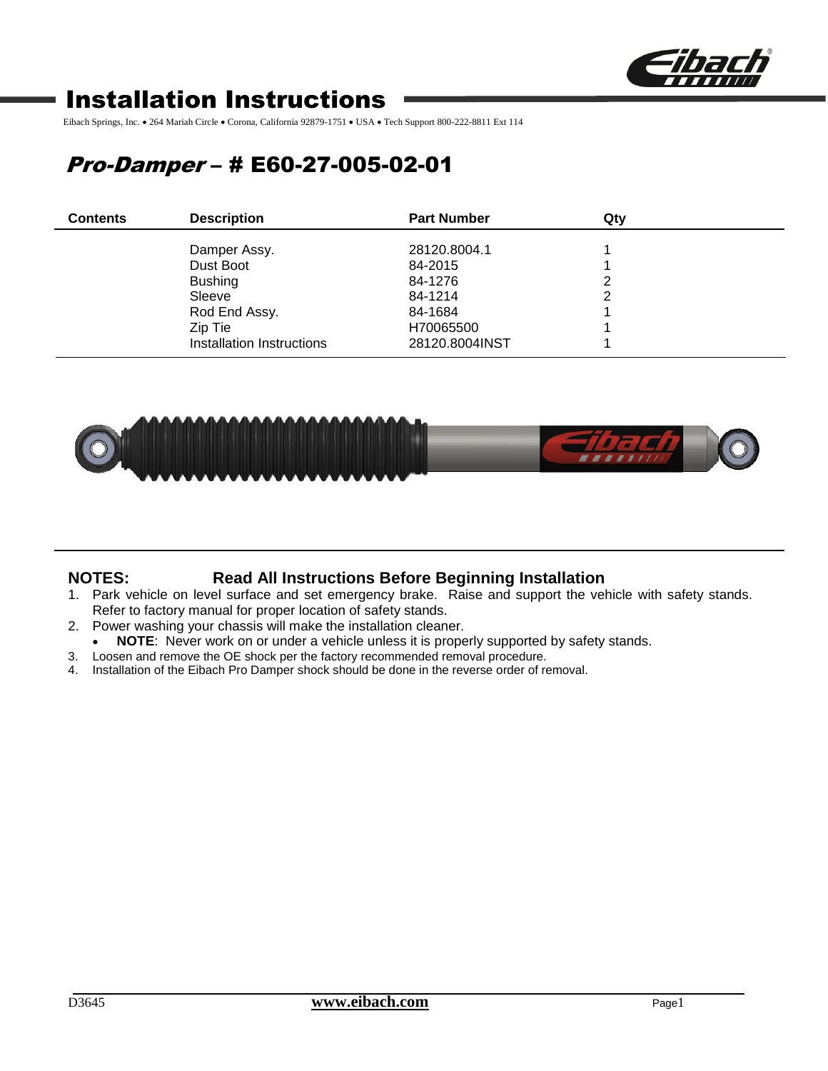# Installation Instructions

Eibach Springs, Inc. • 264 Mariah Circle • Corona, California 92879-1751 • USA • Tech Support 800-222-8811 Ext 114

## *Pro-Damper* – # E60-27-005-02-01

| Contents | Description | Part Number | Qty |
|---|---|---|---|
| | Damper Assy. | 28120.8004.1 | 1 |
| | Dust Boot | 84-2015 | 1 |
| | Bushing | 84-1276 | 2 |
| | Sleeve | 84-1214 | 2 |
| | Rod End Assy. | 84-1684 | 1 |
| | Zip Tie | H70065500 | 1 |
| | Installation Instructions | 28120.8004INST | 1 |

**NOTES:** **Read All Instructions Before Beginning Installation**

1. Park vehicle on level surface and set emergency brake. Raise and support the vehicle with safety stands. Refer to factory manual for proper location of safety stands.
2. Power washing your chassis will make the installation cleaner.
   - **NOTE**: Never work on or under a vehicle unless it is properly supported by safety stands.
3. Loosen and remove the OE shock per the factory recommended removal procedure.
4. Installation of the Eibach Pro Damper shock should be done in the reverse order of removal.

D3645 **www.eibach.com**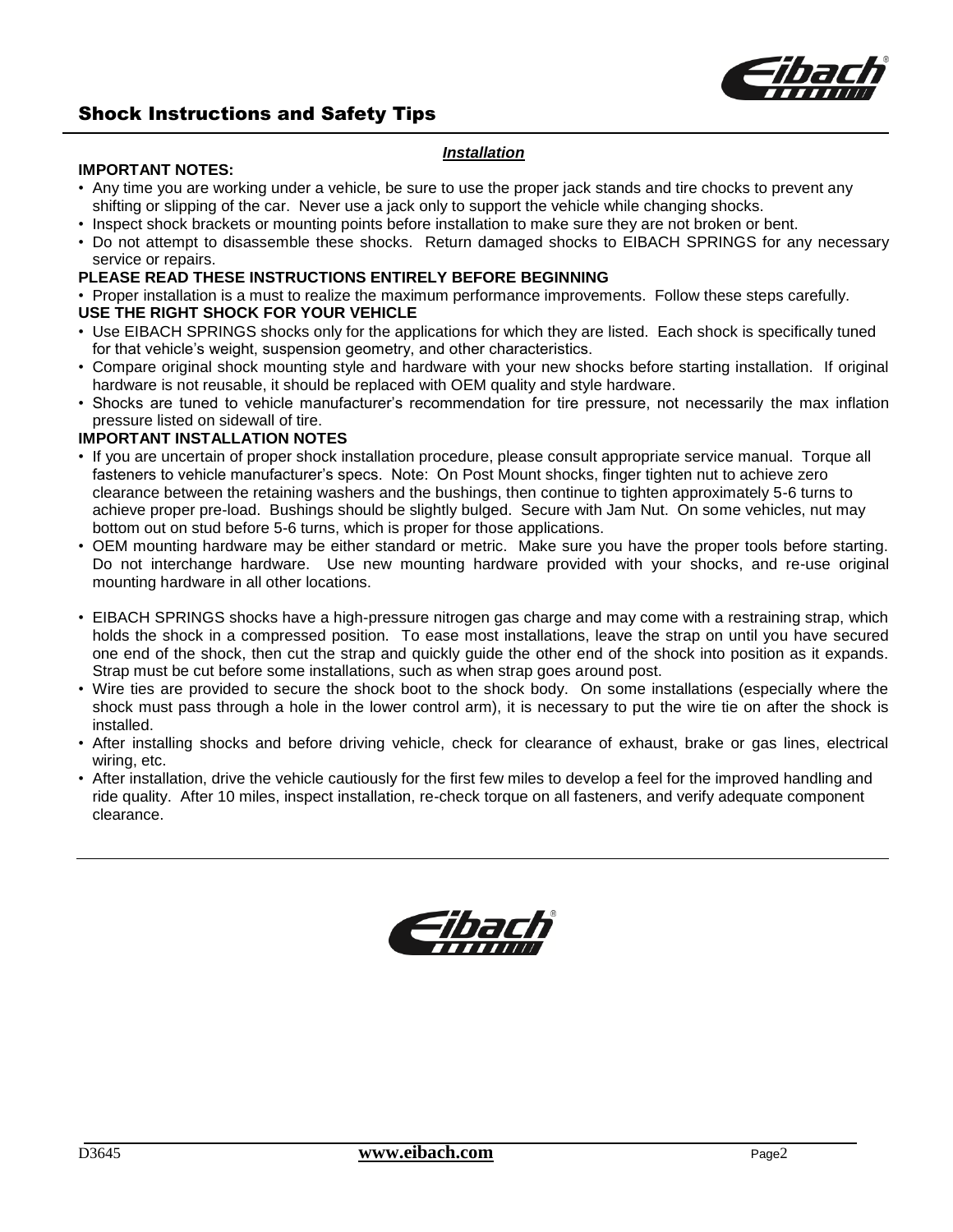# Shock Instructions and Safety Tips

### *Installation*

**IMPORTANT NOTES:**

- Any time you are working under a vehicle, be sure to use the proper jack stands and tire chocks to prevent any shifting or slipping of the car. Never use a jack only to support the vehicle while changing shocks.
- Inspect shock brackets or mounting points before installation to make sure they are not broken or bent.
- Do not attempt to disassemble these shocks. Return damaged shocks to EIBACH SPRINGS for any necessary service or repairs.

**PLEASE READ THESE INSTRUCTIONS ENTIRELY BEFORE BEGINNING**

- Proper installation is a must to realize the maximum performance improvements. Follow these steps carefully.

**USE THE RIGHT SHOCK FOR YOUR VEHICLE**

- Use EIBACH SPRINGS shocks only for the applications for which they are listed. Each shock is specifically tuned for that vehicle's weight, suspension geometry, and other characteristics.
- Compare original shock mounting style and hardware with your new shocks before starting installation. If original hardware is not reusable, it should be replaced with OEM quality and style hardware.
- Shocks are tuned to vehicle manufacturer's recommendation for tire pressure, not necessarily the max inflation pressure listed on sidewall of tire.

**IMPORTANT INSTALLATION NOTES**

- If you are uncertain of proper shock installation procedure, please consult appropriate service manual. Torque all fasteners to vehicle manufacturer's specs. Note: On Post Mount shocks, finger tighten nut to achieve zero clearance between the retaining washers and the bushings, then continue to tighten approximately 5-6 turns to achieve proper pre-load. Bushings should be slightly bulged. Secure with Jam Nut. On some vehicles, nut may bottom out on stud before 5-6 turns, which is proper for those applications.
- OEM mounting hardware may be either standard or metric. Make sure you have the proper tools before starting. Do not interchange hardware. Use new mounting hardware provided with your shocks, and re-use original mounting hardware in all other locations.
- EIBACH SPRINGS shocks have a high-pressure nitrogen gas charge and may come with a restraining strap, which holds the shock in a compressed position. To ease most installations, leave the strap on until you have secured one end of the shock, then cut the strap and quickly guide the other end of the shock into position as it expands. Strap must be cut before some installations, such as when strap goes around post.
- Wire ties are provided to secure the shock boot to the shock body. On some installations (especially where the shock must pass through a hole in the lower control arm), it is necessary to put the wire tie on after the shock is installed.
- After installing shocks and before driving vehicle, check for clearance of exhaust, brake or gas lines, electrical wiring, etc.
- After installation, drive the vehicle cautiously for the first few miles to develop a feel for the improved handling and ride quality. After 10 miles, inspect installation, re-check torque on all fasteners, and verify adequate component clearance.

D3645 **www.eibach.com**